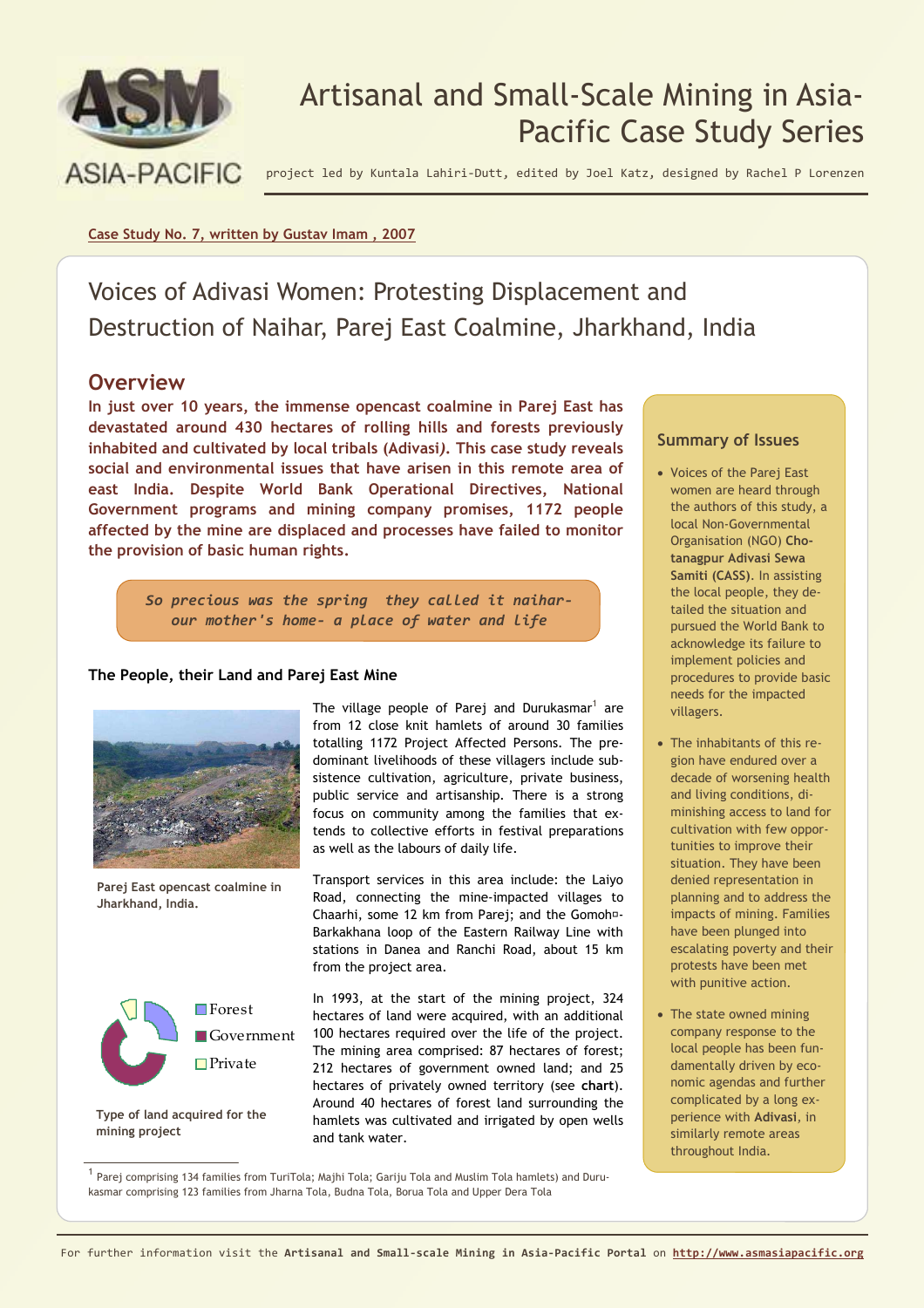# Artisanal and Small-Scale Mining in Asia-Pacific Case Study Series

project led by Kuntala Lahiri-Dutt, edited by Joel Katz, designed by Rachel P Lorenzen

Case Study No. 7, written by Gustav Imam , 2007

## Voices of Adivasi Women: Protesting Displacement and Destruction of Naihar, Parej East Coalmine, Jharkhand, India

## Overview

**In just over 10 years, the immense opencast coalmine in Parej East has devastated around 430 hectares of rolling hills and forests previously inhabited and cultivated by local tribals (Adivasi). This case study reveals social and environmental issues that have arisen in this remote area of east India. Despite World Bank Operational Directives, National Government programs and mining company promises, 1172 people affected by the mine are displaced and processes have failed to monitor the provision of basic human rights.**

> *So precious was the spring they called it naihar- our mother's home- a place of water and life*

### The People, their Land and Parej East Mine

Parej East opencast coalmine in Jharkhand, India.

The village people of Parej and Durukasmar[1] are from 12 close knit hamlets of around 30 families totalling 1172 Project Affected Persons. The predominant livelihoods of these villagers include subsistence cultivation, agriculture, private business, public service and artisanship. There is a strong focus on community among the families that extends to collective efforts in festival preparations as well as the labours of daily life.

Transport services in this area include: the Laiyo Road, connecting the mine-impacted villages to Chaarhi, some 12 km from Parej; and the Gomoh-Barkakhana loop of the Eastern Railway Line with stations in Danea and Ranchi Road, about 15 km from the project area.

In 1993, at the start of the mining project, 324 hectares of land were acquired, with an additional 100 hectares required over the life of the project. The mining area comprised: 87 hectares of forest; 212 hectares of government owned land; and 25 hectares of privately owned territory (see **chart**). Around 40 hectares of forest land surrounding the hamlets was cultivated and irrigated by open wells and tank water.

Forest
Government
Private

Type of land acquired for the mining project

[1] Parej comprising 134 families from TuriTola; Majhi Tola; Gariju Tola and Muslim Tola hamlets) and Durukasmar comprising 123 families from Jharna Tola, Budna Tola, Borua Tola and Upper Dera Tola

### Summary of Issues

- Voices of the Parej East women are heard through the authors of this study, a local Non-Governmental Organisation (NGO) **Chotanagpur Adivasi Sewa Samiti (CASS)**. In assisting the local people, they detailed the situation and pursued the World Bank to acknowledge its failure to implement policies and procedures to provide basic needs for the impacted villagers.
- The inhabitants of this region have endured over a decade of worsening health and living conditions, diminishing access to land for cultivation with few opportunities to improve their situation. They have been denied representation in planning and to address the impacts of mining. Families have been plunged into escalating poverty and their protests have been met with punitive action.
- The state owned mining company response to the local people has been fundamentally driven by economic agendas and further complicated by a long experience with **Adivasi**, in similarly remote areas throughout India.

For further information visit the **Artisanal and Small-scale Mining in Asia-Pacific Portal** on http://www.asmasiapacific.org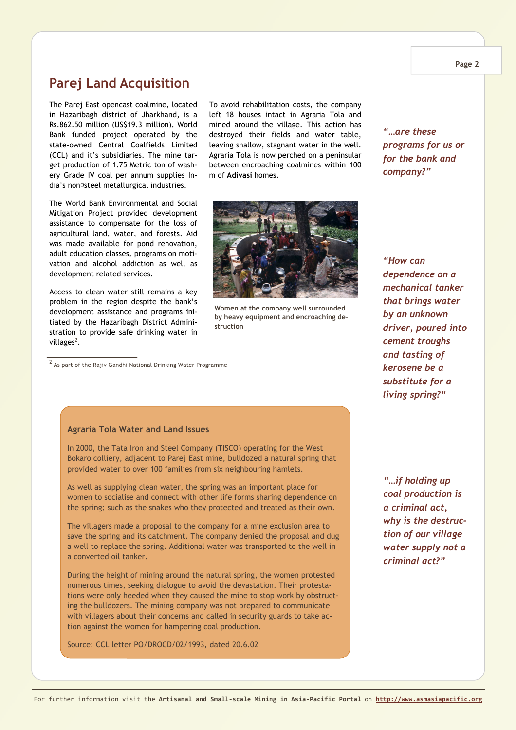## Parej Land Acquisition

The Parej East opencast coalmine, located in Hazaribagh district of Jharkhand, is a Rs.862.50 million (US$19.3 million), World Bank funded project operated by the state-owned Central Coalfields Limited (CCL) and it's subsidiaries. The mine target production of 1.75 Metric ton of washery Grade IV coal per annum supplies India's non-steel metallurgical industries.

The World Bank Environmental and Social Mitigation Project provided development assistance to compensate for the loss of agricultural land, water, and forests. Aid was made available for pond renovation, adult education classes, programs on motivation and alcohol addiction as well as development related services.

Access to clean water still remains a key problem in the region despite the bank's development assistance and programs initiated by the Hazaribagh District Administration to provide safe drinking water in villages[2].

To avoid rehabilitation costs, the company left 18 houses intact in Agraria Tola and mined around the village. This action has destroyed their fields and water table, leaving shallow, stagnant water in the well. Agraria Tola is now perched on a peninsular between encroaching coalmines within 100 m of **Adivasi** homes.

Women at the company well surrounded by heavy equipment and encroaching destruction

[2] As part of the Rajiv Gandhi National Drinking Water Programme

*"…are these programs for us or for the bank and company?"*

*"How can dependence on a mechanical tanker that brings water by an unknown driver, poured into cement troughs and tasting of kerosene be a substitute for a living spring?"*

*"…if holding up coal production is a criminal act, why is the destruction of our village water supply not a criminal act?"*

### Agraria Tola Water and Land Issues

In 2000, the Tata Iron and Steel Company (TISCO) operating for the West Bokaro colliery, adjacent to Parej East mine, bulldozed a natural spring that provided water to over 100 families from six neighbouring hamlets.

As well as supplying clean water, the spring was an important place for women to socialise and connect with other life forms sharing dependence on the spring; such as the snakes who they protected and treated as their own.

The villagers made a proposal to the company for a mine exclusion area to save the spring and its catchment. The company denied the proposal and dug a well to replace the spring. Additional water was transported to the well in a converted oil tanker.

During the height of mining around the natural spring, the women protested numerous times, seeking dialogue to avoid the devastation. Their protestations were only heeded when they caused the mine to stop work by obstructing the bulldozers. The mining company was not prepared to communicate with villagers about their concerns and called in security guards to take action against the women for hampering coal production.

Source: CCL letter PO/DROCD/02/1993, dated 20.6.02

For further information visit the **Artisanal and Small-scale Mining in Asia-Pacific Portal** on http://www.asmasiapacific.org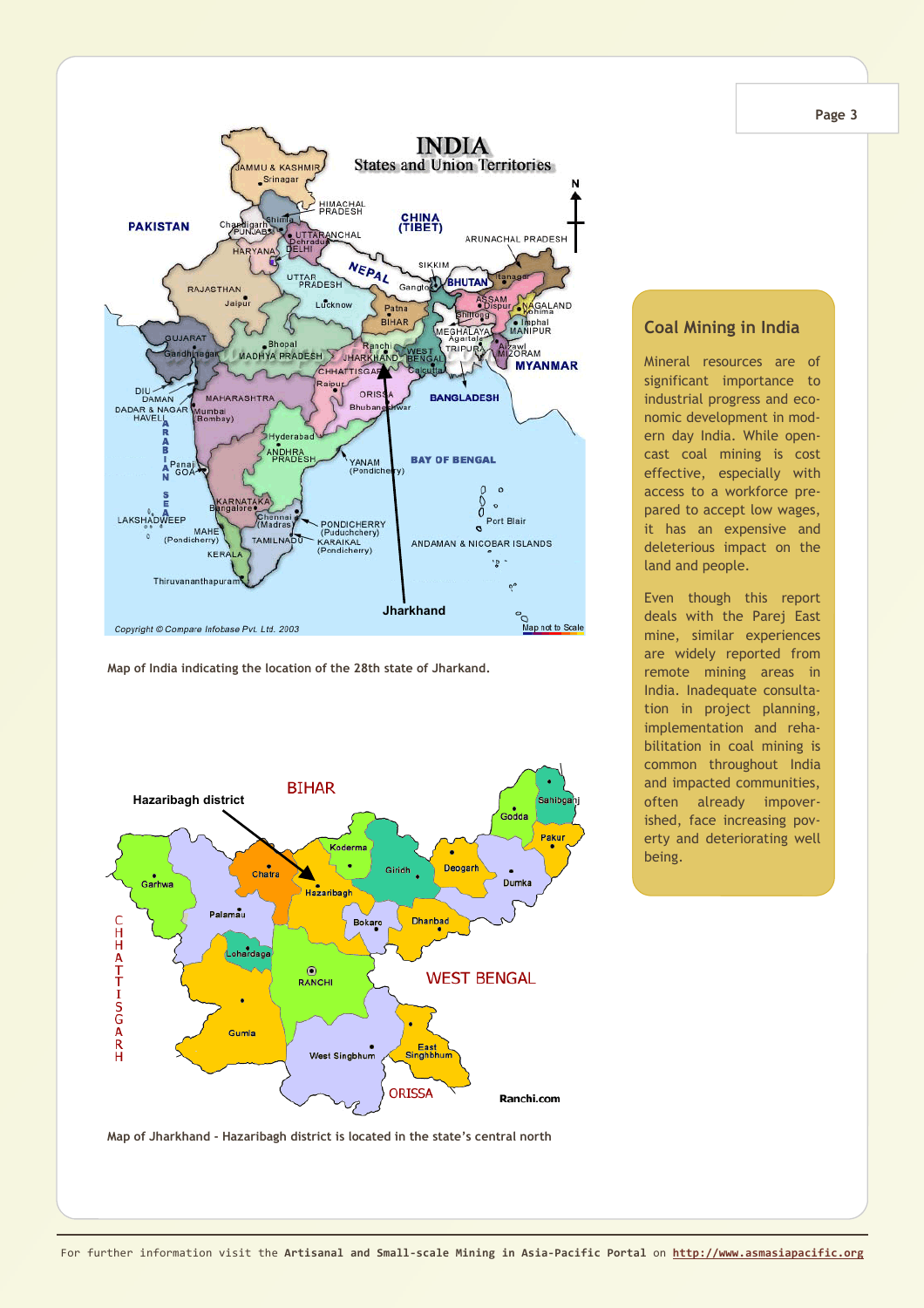Map of India indicating the location of the 28th state of Jharkand.

Map of Jharkhand - Hazaribagh district is located in the state's central north

## Coal Mining in India

Mineral resources are of significant importance to industrial progress and economic development in modern day India. While open-cast coal mining is cost effective, especially with access to a workforce prepared to accept low wages, it has an expensive and deleterious impact on the land and people.

Even though this report deals with the Parej East mine, similar experiences are widely reported from remote mining areas in India. Inadequate consultation in project planning, implementation and rehabilitation in coal mining is common throughout India and impacted communities, often already impoverished, face increasing poverty and deteriorating well being.

For further information visit the **Artisanal and Small-scale Mining in Asia-Pacific Portal** on **http://www.asmasiapacific.org**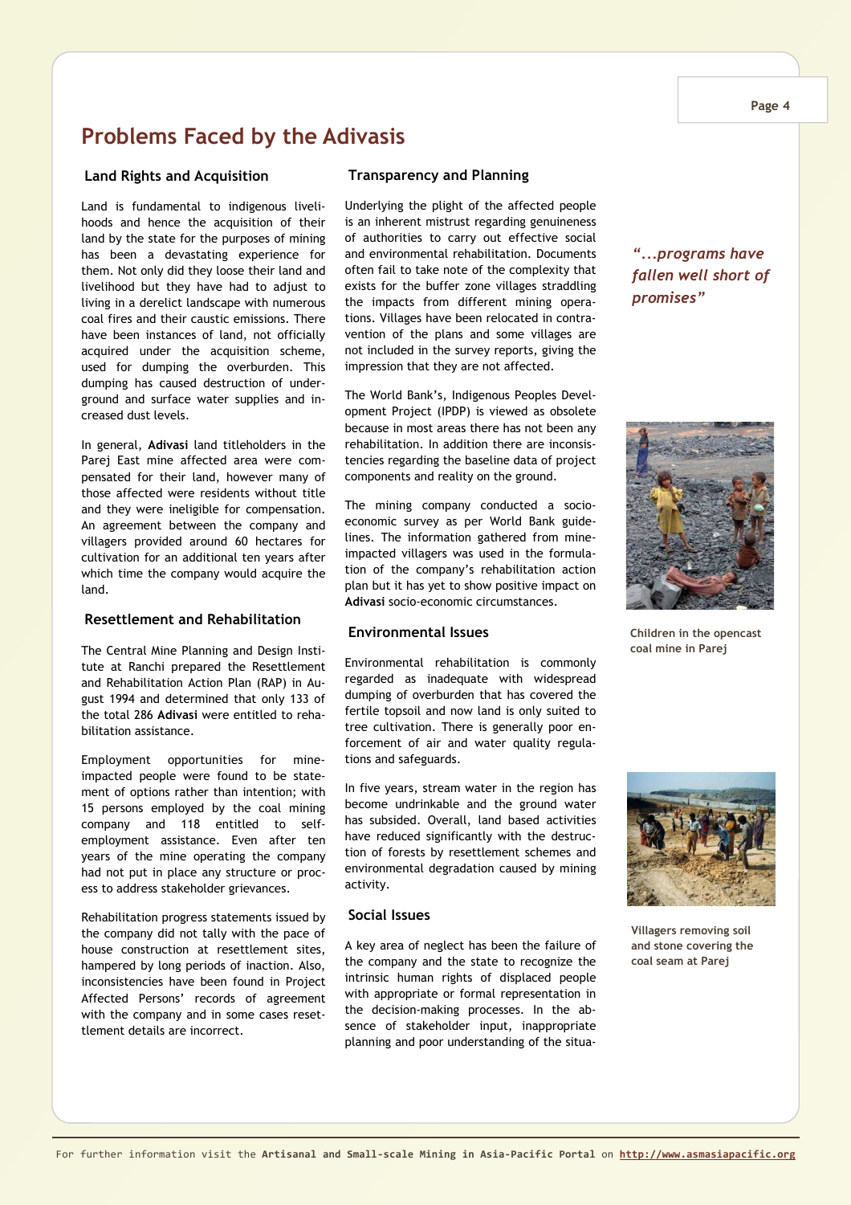# Problems Faced by the Adivasis

### Land Rights and Acquisition

Land is fundamental to indigenous livelihoods and hence the acquisition of their land by the state for the purposes of mining has been a devastating experience for them. Not only did they loose their land and livelihood but they have had to adjust to living in a derelict landscape with numerous coal fires and their caustic emissions. There have been instances of land, not officially acquired under the acquisition scheme, used for dumping the overburden. This dumping has caused destruction of underground and surface water supplies and increased dust levels.

In general, **Adivasi** land titleholders in the Parej East mine affected area were compensated for their land, however many of those affected were residents without title and they were ineligible for compensation. An agreement between the company and villagers provided around 60 hectares for cultivation for an additional ten years after which time the company would acquire the land.

### Resettlement and Rehabilitation

The Central Mine Planning and Design Institute at Ranchi prepared the Resettlement and Rehabilitation Action Plan (RAP) in August 1994 and determined that only 133 of the total 286 **Adivasi** were entitled to rehabilitation assistance.

Employment opportunities for mine-impacted people were found to be statement of options rather than intention; with 15 persons employed by the coal mining company and 118 entitled to self-employment assistance. Even after ten years of the mine operating the company had not put in place any structure or process to address stakeholder grievances.

Rehabilitation progress statements issued by the company did not tally with the pace of house construction at resettlement sites, hampered by long periods of inaction. Also, inconsistencies have been found in Project Affected Persons' records of agreement with the company and in some cases resettlement details are incorrect.

### Transparency and Planning

Underlying the plight of the affected people is an inherent mistrust regarding genuineness of authorities to carry out effective social and environmental rehabilitation. Documents often fail to take note of the complexity that exists for the buffer zone villages straddling the impacts from different mining operations. Villages have been relocated in contravention of the plans and some villages are not included in the survey reports, giving the impression that they are not affected.

The World Bank's, Indigenous Peoples Development Project (IPDP) is viewed as obsolete because in most areas there has not been any rehabilitation. In addition there are inconsistencies regarding the baseline data of project components and reality on the ground.

The mining company conducted a socio-economic survey as per World Bank guidelines. The information gathered from mine-impacted villagers was used in the formulation of the company's rehabilitation action plan but it has yet to show positive impact on **Adivasi** socio-economic circumstances.

*"...programs have fallen well short of promises"*

### Environmental Issues

Environmental rehabilitation is commonly regarded as inadequate with widespread dumping of overburden that has covered the fertile topsoil and now land is only suited to tree cultivation. There is generally poor enforcement of air and water quality regulations and safeguards.

In five years, stream water in the region has become undrinkable and the ground water has subsided. Overall, land based activities have reduced significantly with the destruction of forests by resettlement schemes and environmental degradation caused by mining activity.

### Social Issues

A key area of neglect has been the failure of the company and the state to recognize the intrinsic human rights of displaced people with appropriate or formal representation in the decision-making processes. In the absence of stakeholder input, inappropriate planning and poor understanding of the situa-

Children in the opencast coal mine in Parej

Villagers removing soil and stone covering the coal seam at Parej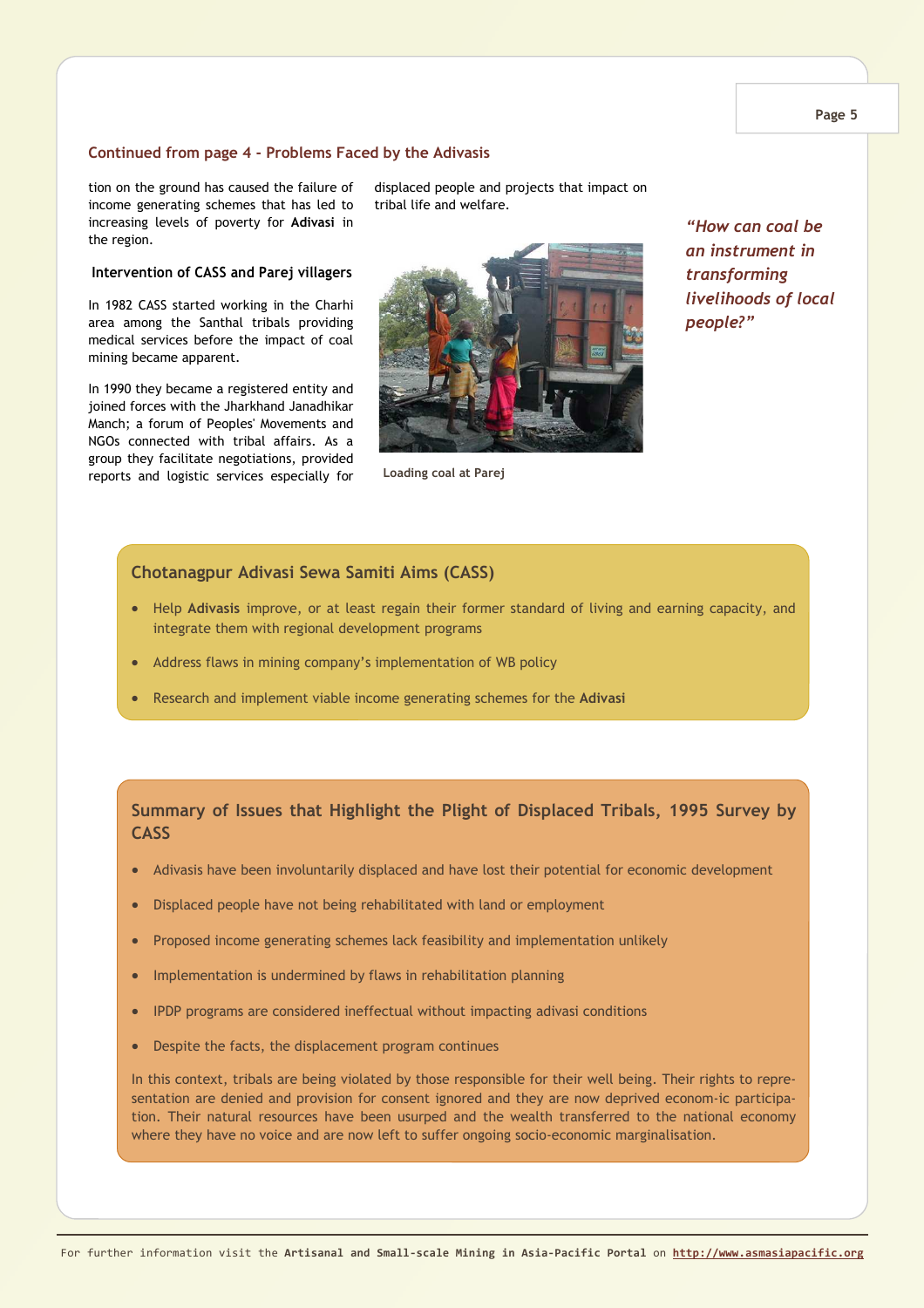### Continued from page 4 - Problems Faced by the Adivasis

tion on the ground has caused the failure of income generating schemes that has led to increasing levels of poverty for **Adivasi** in the region.

**Intervention of CASS and Parej villagers**

In 1982 CASS started working in the Charhi area among the Santhal tribals providing medical services before the impact of coal mining became apparent.

In 1990 they became a registered entity and joined forces with the Jharkhand Janadhikar Manch; a forum of Peoples' Movements and NGOs connected with tribal affairs. As a group they facilitate negotiations, provided reports and logistic services especially for displaced people and projects that impact on tribal life and welfare.

Loading coal at Parej

*"How can coal be an instrument in transforming livelihoods of local people?"*

### Chotanagpur Adivasi Sewa Samiti Aims (CASS)

- Help **Adivasis** improve, or at least regain their former standard of living and earning capacity, and integrate them with regional development programs
- Address flaws in mining company's implementation of WB policy
- Research and implement viable income generating schemes for the **Adivasi**

### Summary of Issues that Highlight the Plight of Displaced Tribals, 1995 Survey by CASS

- Adivasis have been involuntarily displaced and have lost their potential for economic development
- Displaced people have not being rehabilitated with land or employment
- Proposed income generating schemes lack feasibility and implementation unlikely
- Implementation is undermined by flaws in rehabilitation planning
- IPDP programs are considered ineffectual without impacting adivasi conditions
- Despite the facts, the displacement program continues

In this context, tribals are being violated by those responsible for their well being. Their rights to representation are denied and provision for consent ignored and they are now deprived econom-ic participation. Their natural resources have been usurped and the wealth transferred to the national economy where they have no voice and are now left to suffer ongoing socio-economic marginalisation.

For further information visit the **Artisanal and Small-scale Mining in Asia-Pacific Portal** on http://www.asmasiapacific.org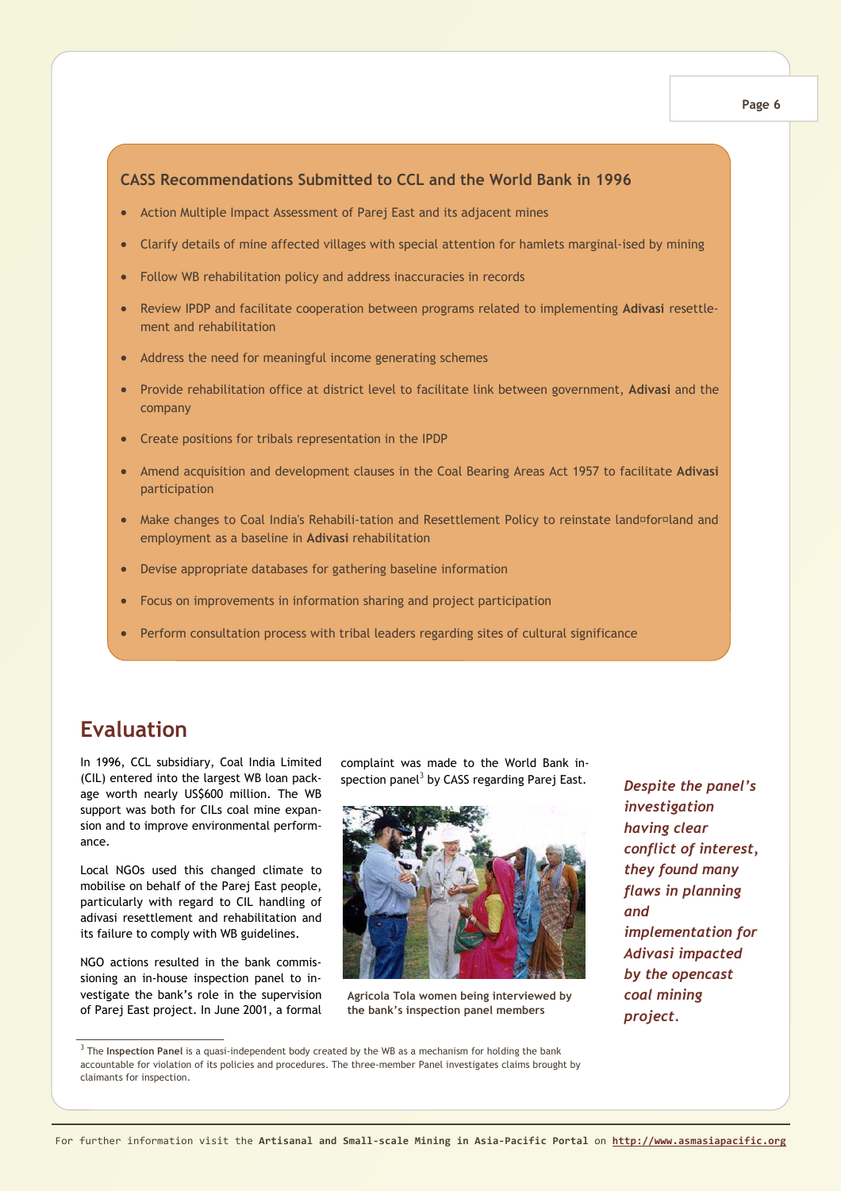### CASS Recommendations Submitted to CCL and the World Bank in 1996

- Action Multiple Impact Assessment of Parej East and its adjacent mines
- Clarify details of mine affected villages with special attention for hamlets marginal-ised by mining
- Follow WB rehabilitation policy and address inaccuracies in records
- Review IPDP and facilitate cooperation between programs related to implementing **Adivasi** resettle-ment and rehabilitation
- Address the need for meaningful income generating schemes
- Provide rehabilitation office at district level to facilitate link between government, **Adivasi** and the company
- Create positions for tribals representation in the IPDP
- Amend acquisition and development clauses in the Coal Bearing Areas Act 1957 to facilitate **Adivasi** participation
- Make changes to Coal India's Rehabili-tation and Resettlement Policy to reinstate land¤for¤land and employment as a baseline in **Adivasi** rehabilitation
- Devise appropriate databases for gathering baseline information
- Focus on improvements in information sharing and project participation
- Perform consultation process with tribal leaders regarding sites of cultural significance

## Evaluation

In 1996, CCL subsidiary, Coal India Limited (CIL) entered into the largest WB loan package worth nearly US$600 million. The WB support was both for CILs coal mine expansion and to improve environmental performance.

Local NGOs used this changed climate to mobilise on behalf of the Parej East people, particularly with regard to CIL handling of adivasi resettlement and rehabilitation and its failure to comply with WB guidelines.

NGO actions resulted in the bank commissioning an in-house inspection panel to investigate the bank's role in the supervision of Parej East project. In June 2001, a formal complaint was made to the World Bank inspection panel[3] by CASS regarding Parej East.

Agricola Tola women being interviewed by the bank's inspection panel members

*Despite the panel's investigation having clear conflict of interest, they found many flaws in planning and implementation for Adivasi impacted by the opencast coal mining project.*

[3] The **Inspection Panel** is a quasi-independent body created by the WB as a mechanism for holding the bank accountable for violation of its policies and procedures. The three-member Panel investigates claims brought by claimants for inspection.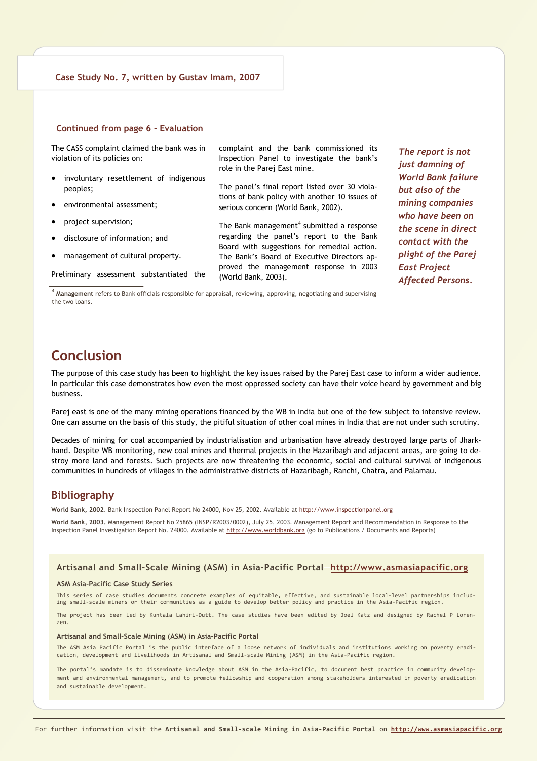Case Study No. 7, written by Gustav Imam, 2007

### Continued from page 6 - Evaluation

The CASS complaint claimed the bank was in violation of its policies on:

- involuntary resettlement of indigenous peoples;
- environmental assessment;
- project supervision;
- disclosure of information; and
- management of cultural property.

Preliminary assessment substantiated the complaint and the bank commissioned its Inspection Panel to investigate the bank's role in the Parej East mine.

The panel's final report listed over 30 violations of bank policy with another 10 issues of serious concern (World Bank, 2002).

The Bank management[4] submitted a response regarding the panel's report to the Bank Board with suggestions for remedial action. The Bank's Board of Executive Directors approved the management response in 2003 (World Bank, 2003).

***The report is not just damning of World Bank failure but also of the mining companies who have been on the scene in direct contact with the plight of the Parej East Project Affected Persons.***

[4] **Management** refers to Bank officials responsible for appraisal, reviewing, approving, negotiating and supervising the two loans.

## Conclusion

The purpose of this case study has been to highlight the key issues raised by the Parej East case to inform a wider audience. In particular this case demonstrates how even the most oppressed society can have their voice heard by government and big business.

Parej east is one of the many mining operations financed by the WB in India but one of the few subject to intensive review. One can assume on the basis of this study, the pitiful situation of other coal mines in India that are not under such scrutiny.

Decades of mining for coal accompanied by industrialisation and urbanisation have already destroyed large parts of Jharkhand. Despite WB monitoring, new coal mines and thermal projects in the Hazaribagh and adjacent areas, are going to destroy more land and forests. Such projects are now threatening the economic, social and cultural survival of indigenous communities in hundreds of villages in the administrative districts of Hazaribagh, Ranchi, Chatra, and Palamau.

## Bibliography

**World Bank, 2002**. Bank Inspection Panel Report No 24000, Nov 25, 2002. Available at http://www.inspectionpanel.org

**World Bank, 2003.** Management Report No 25865 (INSP/R2003/0002), July 25, 2003. Management Report and Recommendation in Response to the Inspection Panel Investigation Report No. 24000. Available at http://www.worldbank.org (go to Publications / Documents and Reports)

### Artisanal and Small-Scale Mining (ASM) in Asia-Pacific Portal http://www.asmasiapacific.org

**ASM Asia-Pacific Case Study Series**

This series of case studies documents concrete examples of equitable, effective, and sustainable local-level partnerships including small-scale miners or their communities as a guide to develop better policy and practice in the Asia-Pacific region.

The project has been led by Kuntala Lahiri-Dutt. The case studies have been edited by Joel Katz and designed by Rachel P Lorenzen.

**Artisanal and Small-Scale Mining (ASM) in Asia-Pacific Portal**

The ASM Asia Pacific Portal is the public interface of a loose network of individuals and institutions working on poverty eradication, development and livelihoods in Artisanal and Small-scale Mining (ASM) in the Asia-Pacific region.

The portal's mandate is to disseminate knowledge about ASM in the Asia-Pacific, to document best practice in community development and environmental management, and to promote fellowship and cooperation among stakeholders interested in poverty eradication and sustainable development.

For further information visit the **Artisanal and Small-scale Mining in Asia-Pacific Portal** on http://www.asmasiapacific.org